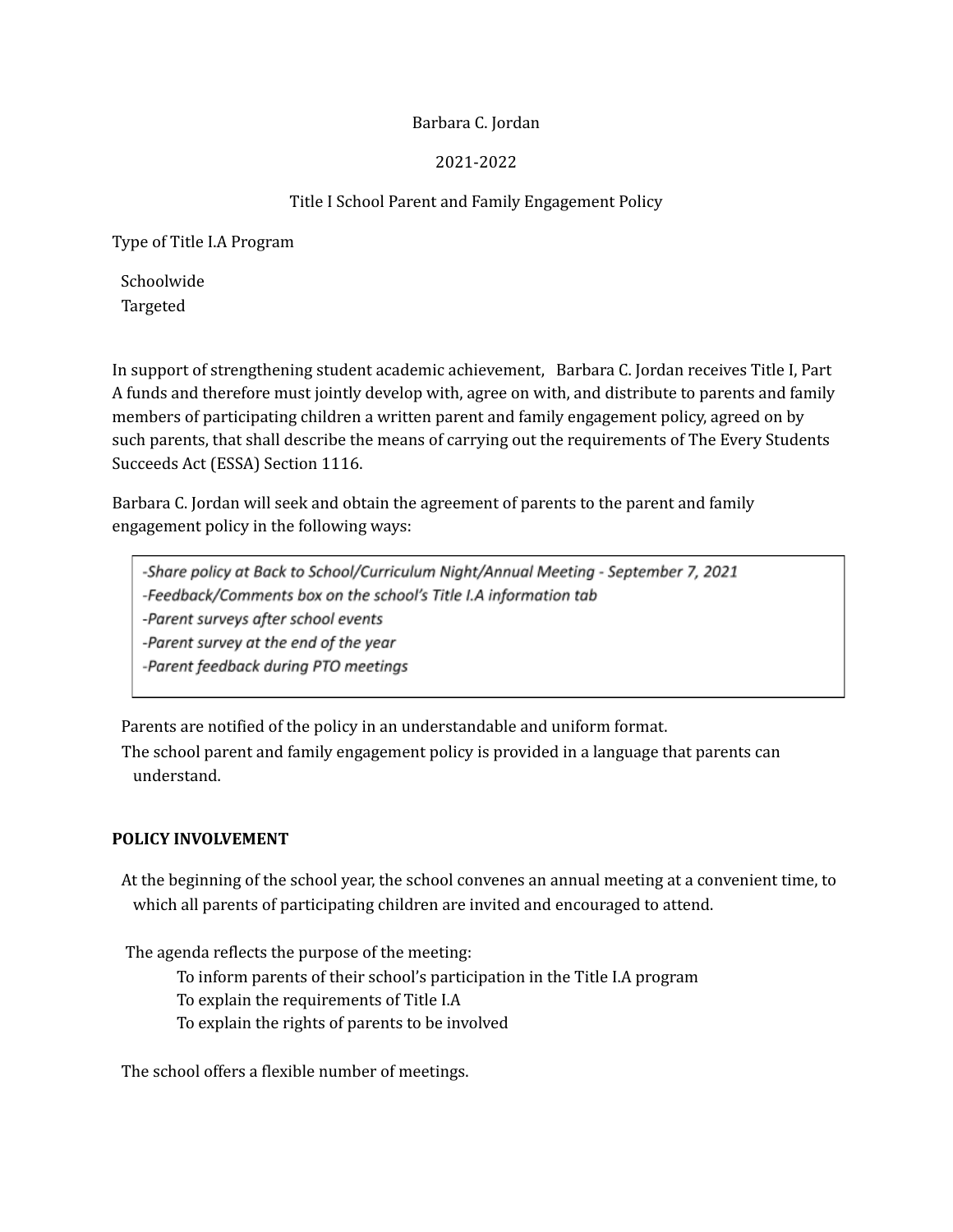Barbara C. Jordan

2021-2022

Title I School Parent and Family Engagement Policy

Type of Title I.A Program

Schoolwide
Targeted

In support of strengthening student academic achievement, Barbara C. Jordan receives Title I, Part A funds and therefore must jointly develop with, agree on with, and distribute to parents and family members of participating children a written parent and family engagement policy, agreed on by such parents, that shall describe the means of carrying out the requirements of The Every Students Succeeds Act (ESSA) Section 1116.

Barbara C. Jordan will seek and obtain the agreement of parents to the parent and family engagement policy in the following ways:

| *-Share policy at Back to School/Curriculum Night/Annual Meeting - September 7, 2021*<br>*-Feedback/Comments box on the school's Title I.A information tab*<br>*-Parent surveys after school events*<br>*-Parent survey at the end of the year*<br>*-Parent feedback during PTO meetings* |
|---|

Parents are notified of the policy in an understandable and uniform format.

The school parent and family engagement policy is provided in a language that parents can understand.

**POLICY INVOLVEMENT**

At the beginning of the school year, the school convenes an annual meeting at a convenient time, to which all parents of participating children are invited and encouraged to attend.

The agenda reflects the purpose of the meeting:

- To inform parents of their school's participation in the Title I.A program
- To explain the requirements of Title I.A
- To explain the rights of parents to be involved

The school offers a flexible number of meetings.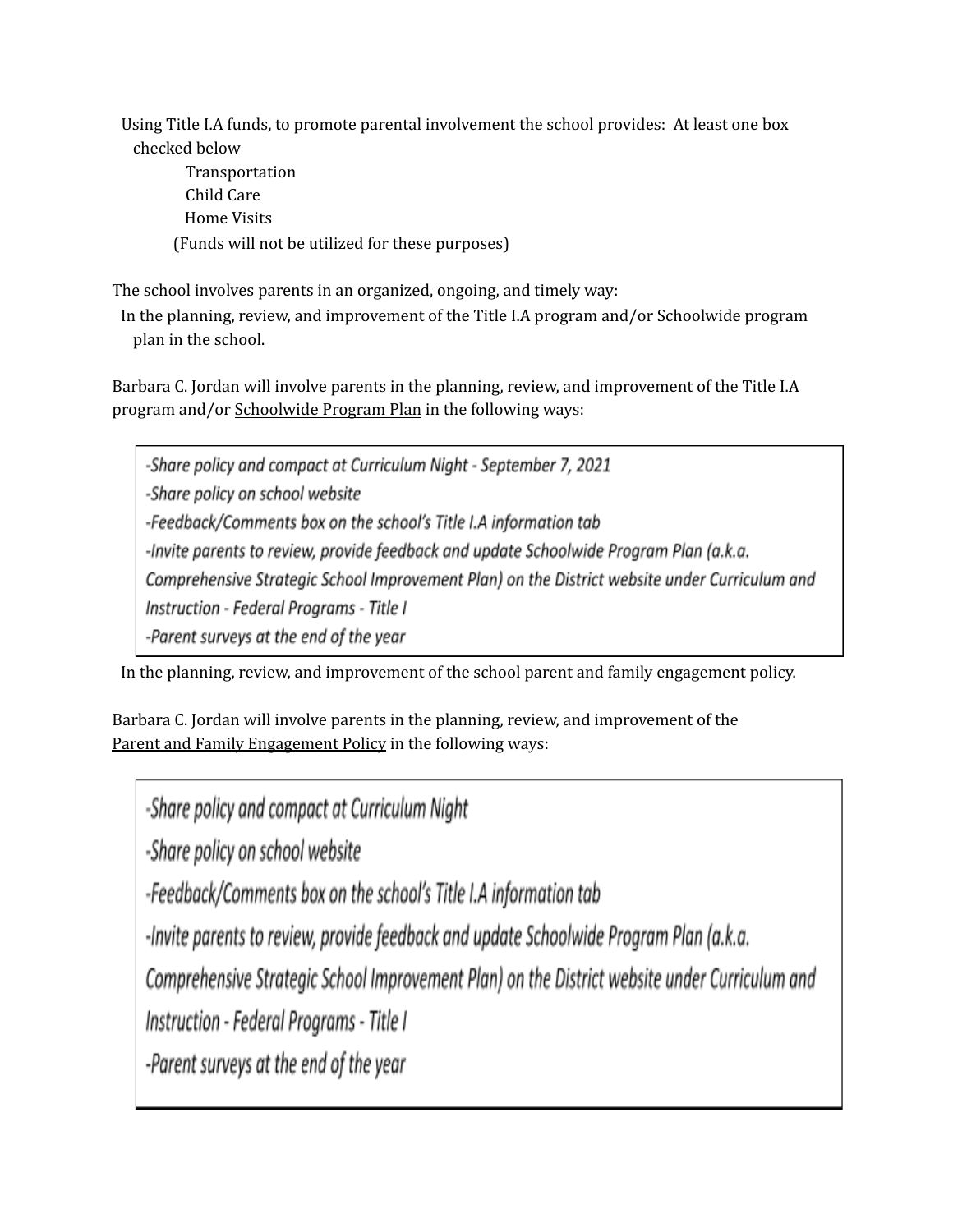Using Title I.A funds, to promote parental involvement the school provides: At least one box checked below

- Transportation
- Child Care
- Home Visits

(Funds will not be utilized for these purposes)

The school involves parents in an organized, ongoing, and timely way:

In the planning, review, and improvement of the Title I.A program and/or Schoolwide program plan in the school.

Barbara C. Jordan will involve parents in the planning, review, and improvement of the Title I.A program and/or Schoolwide Program Plan in the following ways:

-Share policy and compact at Curriculum Night - September 7, 2021
-Share policy on school website
-Feedback/Comments box on the school's Title I.A information tab
-Invite parents to review, provide feedback and update Schoolwide Program Plan (a.k.a. Comprehensive Strategic School Improvement Plan) on the District website under Curriculum and Instruction - Federal Programs - Title I
-Parent surveys at the end of the year

In the planning, review, and improvement of the school parent and family engagement policy.

Barbara C. Jordan will involve parents in the planning, review, and improvement of the Parent and Family Engagement Policy in the following ways:

-Share policy and compact at Curriculum Night
-Share policy on school website
-Feedback/Comments box on the school's Title I.A information tab
-Invite parents to review, provide feedback and update Schoolwide Program Plan (a.k.a. Comprehensive Strategic School Improvement Plan) on the District website under Curriculum and Instruction - Federal Programs - Title I
-Parent surveys at the end of the year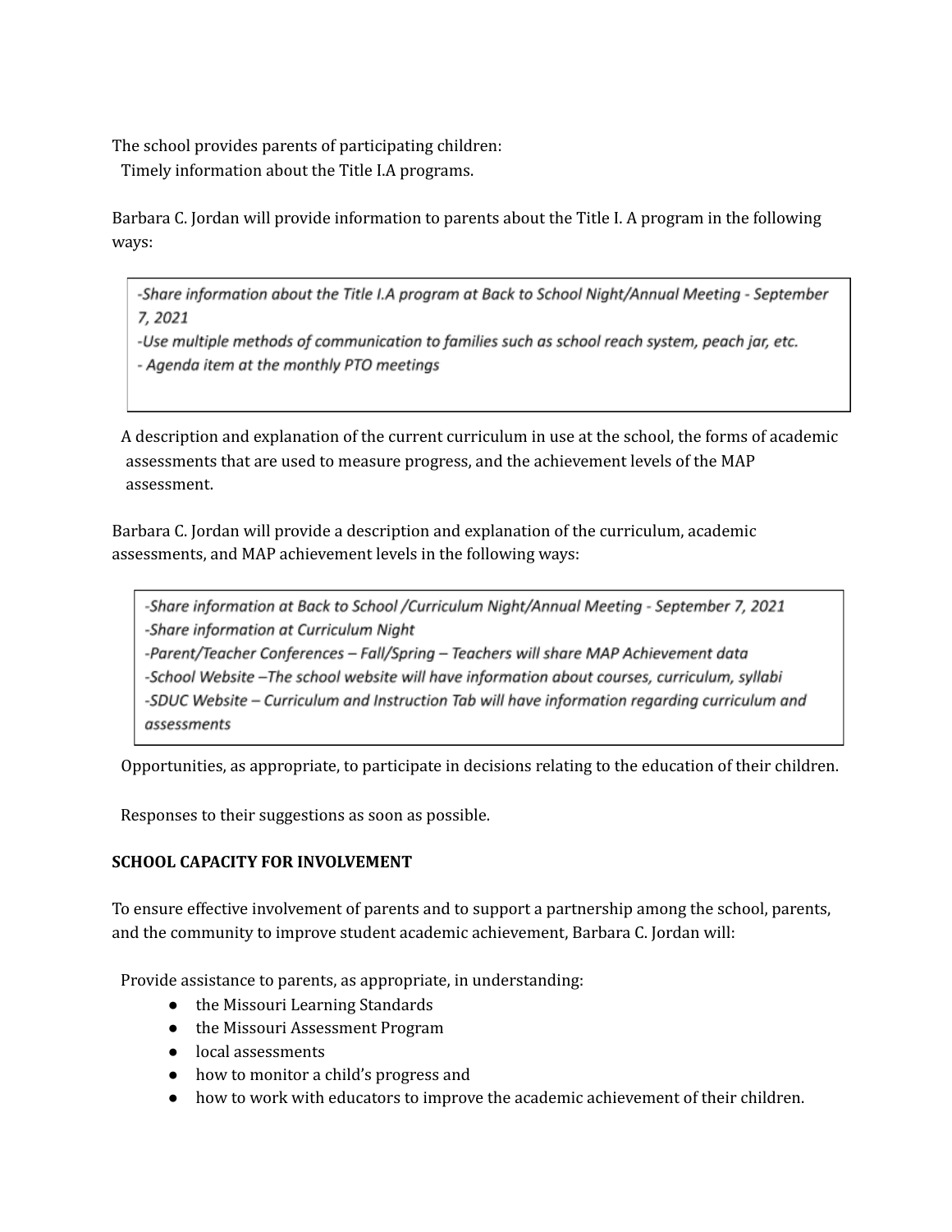The school provides parents of participating children:
Timely information about the Title I.A programs.

Barbara C. Jordan will provide information to parents about the Title I. A program in the following ways:

*-Share information about the Title I.A program at Back to School Night/Annual Meeting - September 7, 2021*
*-Use multiple methods of communication to families such as school reach system, peach jar, etc.*
*- Agenda item at the monthly PTO meetings*

A description and explanation of the current curriculum in use at the school, the forms of academic assessments that are used to measure progress, and the achievement levels of the MAP assessment.

Barbara C. Jordan will provide a description and explanation of the curriculum, academic assessments, and MAP achievement levels in the following ways:

*-Share information at Back to School /Curriculum Night/Annual Meeting - September 7, 2021*
*-Share information at Curriculum Night*
*-Parent/Teacher Conferences – Fall/Spring – Teachers will share MAP Achievement data*
*-School Website –The school website will have information about courses, curriculum, syllabi*
*-SDUC Website – Curriculum and Instruction Tab will have information regarding curriculum and assessments*

Opportunities, as appropriate, to participate in decisions relating to the education of their children.

Responses to their suggestions as soon as possible.

**SCHOOL CAPACITY FOR INVOLVEMENT**

To ensure effective involvement of parents and to support a partnership among the school, parents, and the community to improve student academic achievement, Barbara C. Jordan will:

Provide assistance to parents, as appropriate, in understanding:

- the Missouri Learning Standards
- the Missouri Assessment Program
- local assessments
- how to monitor a child's progress and
- how to work with educators to improve the academic achievement of their children.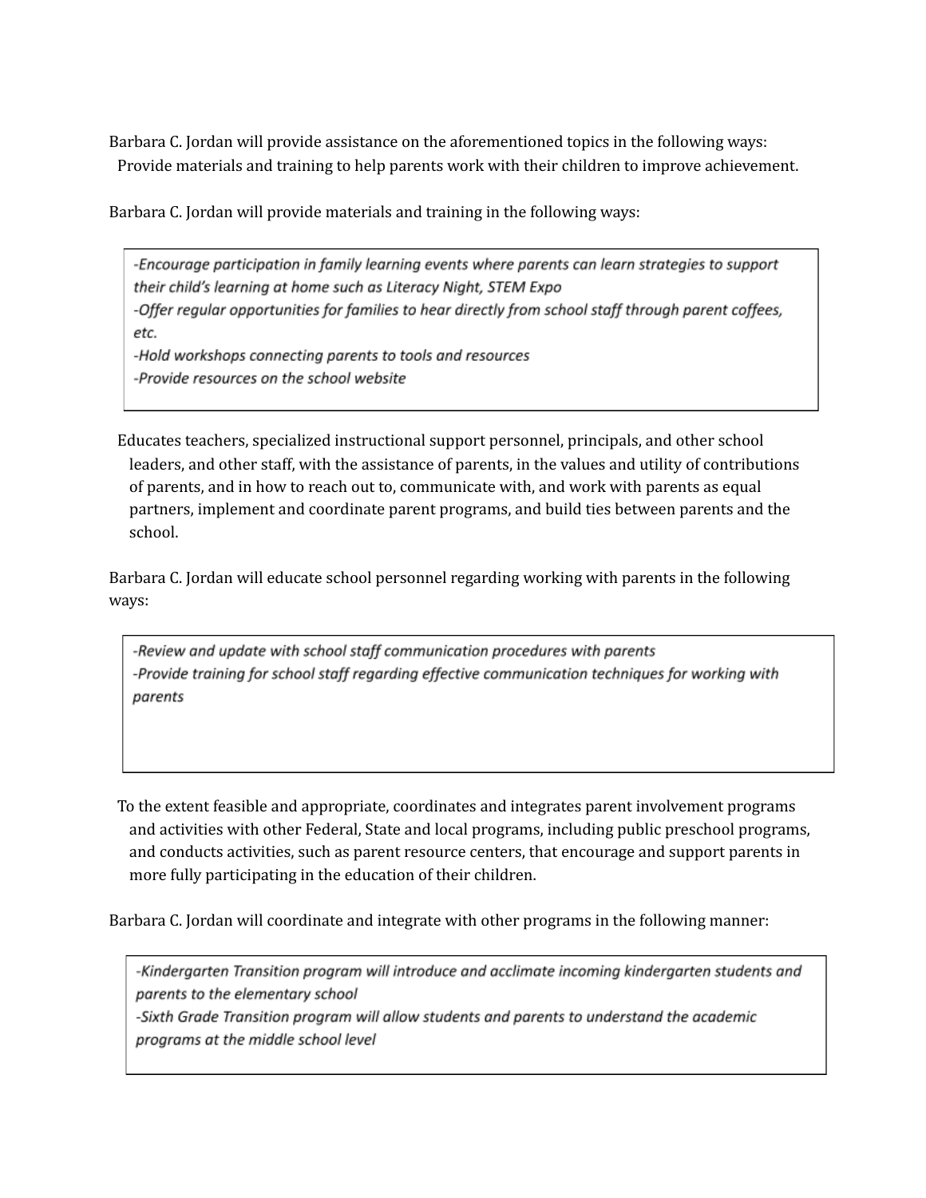Barbara C. Jordan will provide assistance on the aforementioned topics in the following ways:
Provide materials and training to help parents work with their children to improve achievement.

Barbara C. Jordan will provide materials and training in the following ways:

*-Encourage participation in family learning events where parents can learn strategies to support their child's learning at home such as Literacy Night, STEM Expo*
*-Offer regular opportunities for families to hear directly from school staff through parent coffees, etc.*
*-Hold workshops connecting parents to tools and resources*
*-Provide resources on the school website*

Educates teachers, specialized instructional support personnel, principals, and other school leaders, and other staff, with the assistance of parents, in the values and utility of contributions of parents, and in how to reach out to, communicate with, and work with parents as equal partners, implement and coordinate parent programs, and build ties between parents and the school.

Barbara C. Jordan will educate school personnel regarding working with parents in the following ways:

*-Review and update with school staff communication procedures with parents*
*-Provide training for school staff regarding effective communication techniques for working with parents*

To the extent feasible and appropriate, coordinates and integrates parent involvement programs and activities with other Federal, State and local programs, including public preschool programs, and conducts activities, such as parent resource centers, that encourage and support parents in more fully participating in the education of their children.

Barbara C. Jordan will coordinate and integrate with other programs in the following manner:

*-Kindergarten Transition program will introduce and acclimate incoming kindergarten students and parents to the elementary school*
*-Sixth Grade Transition program will allow students and parents to understand the academic programs at the middle school level*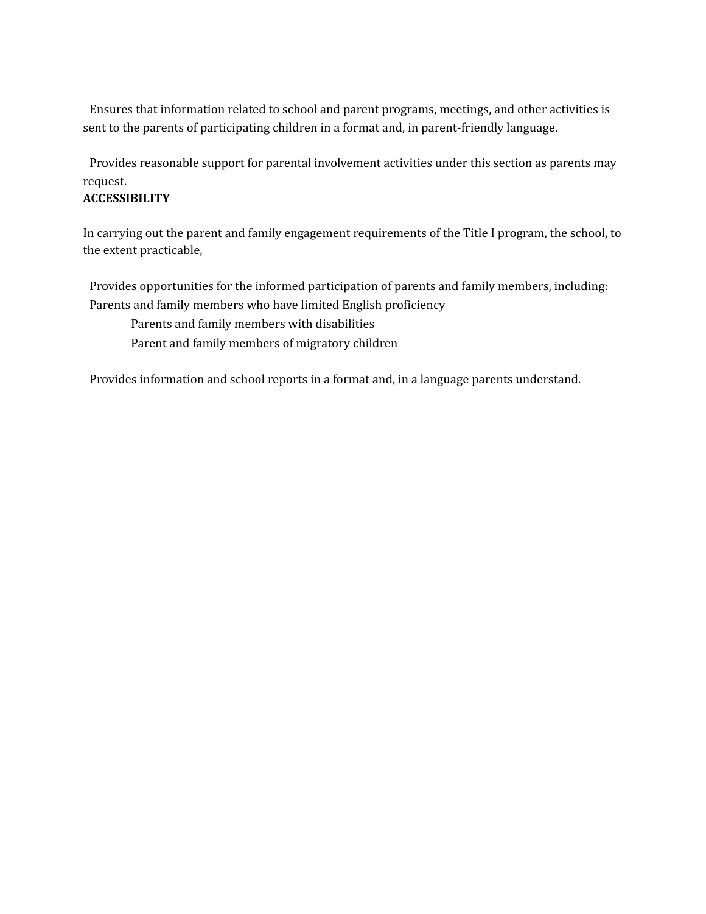Ensures that information related to school and parent programs, meetings, and other activities is sent to the parents of participating children in a format and, in parent-friendly language.

Provides reasonable support for parental involvement activities under this section as parents may request.

**ACCESSIBILITY**

In carrying out the parent and family engagement requirements of the Title I program, the school, to the extent practicable,

Provides opportunities for the informed participation of parents and family members, including:

- Parents and family members who have limited English proficiency
- Parents and family members with disabilities
- Parent and family members of migratory children

Provides information and school reports in a format and, in a language parents understand.